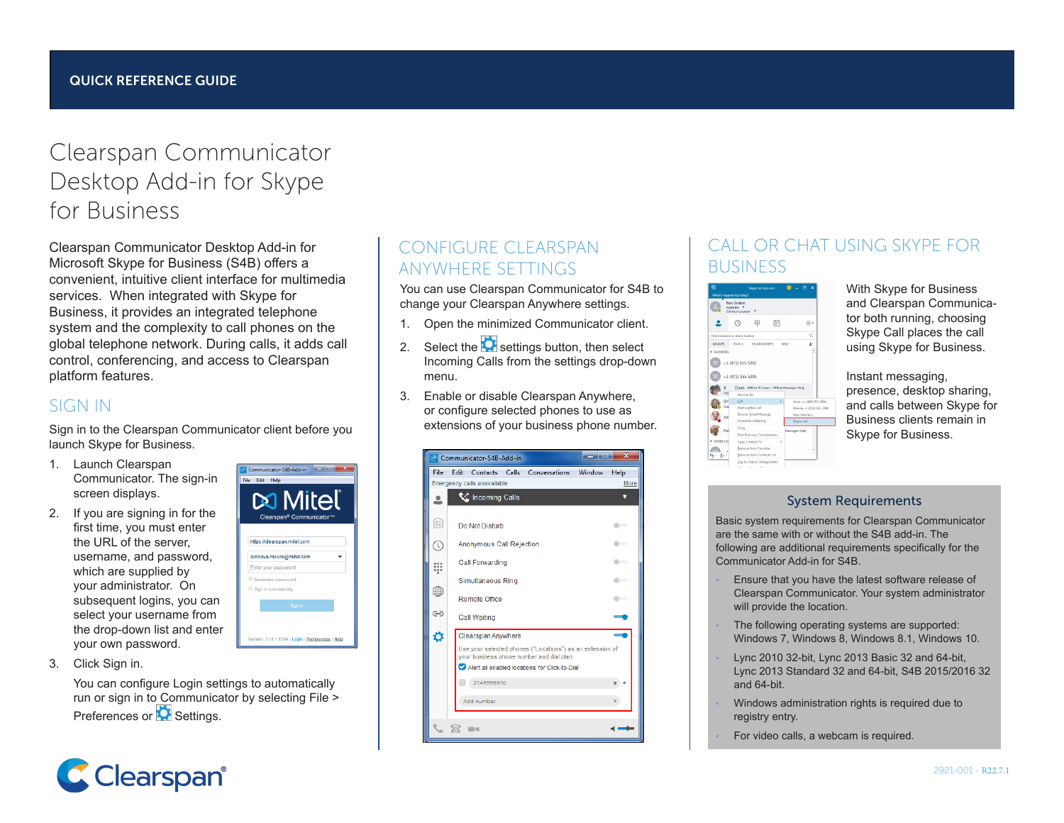QUICK REFERENCE GUIDE

# Clearspan Communicator Desktop Add-in for Skype for Business

Clearspan Communicator Desktop Add-in for Microsoft Skype for Business (S4B) offers a convenient, intuitive client interface for multimedia services. When integrated with Skype for Business, it provides an integrated telephone system and the complexity to call phones on the global telephone network. During calls, it adds call control, conferencing, and access to Clearspan platform features.

## SIGN IN

Sign in to the Clearspan Communicator client before you launch Skype for Business.

1. Launch Clearspan Communicator. The sign-in screen displays.
2. If you are signing in for the first time, you must enter the URL of the server, username, and password, which are supplied by your administrator. On subsequent logins, you can select your username from the drop-down list and enter your own password.
3. Click Sign in.

   You can configure Login settings to automatically run or sign in to Communicator by selecting File > Preferences or Settings.

## CONFIGURE CLEARSPAN ANYWHERE SETTINGS

You can use Clearspan Communicator for S4B to change your Clearspan Anywhere settings.

1. Open the minimized Communicator client.
2. Select the settings button, then select Incoming Calls from the settings drop-down menu.
3. Enable or disable Clearspan Anywhere, or configure selected phones to use as extensions of your business phone number.

## CALL OR CHAT USING SKYPE FOR BUSINESS

With Skype for Business and Clearspan Communicator both running, choosing Skype Call places the call using Skype for Business.

Instant messaging, presence, desktop sharing, and calls between Skype for Business clients remain in Skype for Business.

### System Requirements

Basic system requirements for Clearspan Communicator are the same with or without the S4B add-in. The following are additional requirements specifically for the Communicator Add-in for S4B.

- Ensure that you have the latest software release of Clearspan Communicator. Your system administrator will provide the location.
- The following operating systems are supported: Windows 7, Windows 8, Windows 8.1, Windows 10.
- Lync 2010 32-bit, Lync 2013 Basic 32 and 64-bit, Lync 2013 Standard 32 and 64-bit, S4B 2015/2016 32 and 64-bit.
- Windows administration rights is required due to registry entry.
- For video calls, a webcam is required.

Clearspan®

2921-001 - R22.7.1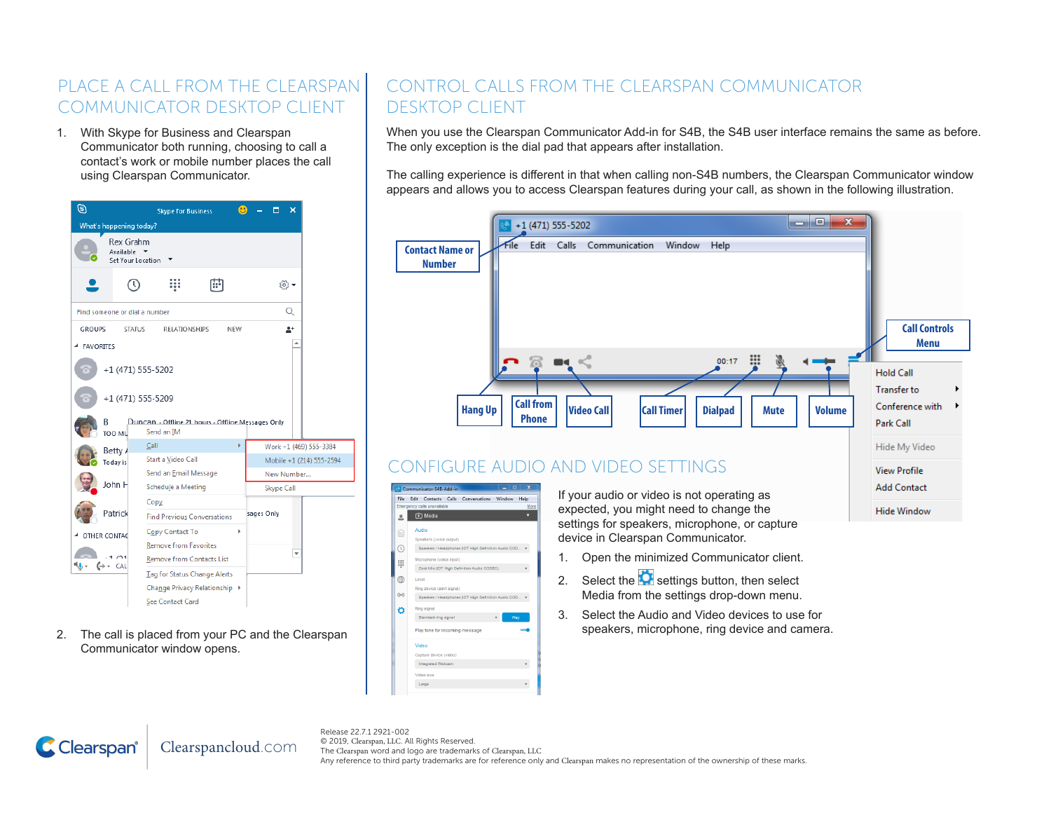## PLACE A CALL FROM THE CLEARSPAN COMMUNICATOR DESKTOP CLIENT

1. With Skype for Business and Clearspan Communicator both running, choosing to call a contact's work or mobile number places the call using Clearspan Communicator.

2. The call is placed from your PC and the Clearspan Communicator window opens.

## CONTROL CALLS FROM THE CLEARSPAN COMMUNICATOR DESKTOP CLIENT

When you use the Clearspan Communicator Add-in for S4B, the S4B user interface remains the same as before. The only exception is the dial pad that appears after installation.

The calling experience is different in that when calling non-S4B numbers, the Clearspan Communicator window appears and allows you to access Clearspan features during your call, as shown in the following illustration.

## CONFIGURE AUDIO AND VIDEO SETTINGS

If your audio or video is not operating as expected, you might need to change the settings for speakers, microphone, or capture device in Clearspan Communicator.

1. Open the minimized Communicator client.
2. Select the settings button, then select Media from the settings drop-down menu.
3. Select the Audio and Video devices to use for speakers, microphone, ring device and camera.

Clearspan® Clearspancloud.com

Release 22.7.1 2921-002
© 2019, Clearspan, LLC. All Rights Reserved.
The Clearspan word and logo are trademarks of Clearspan, LLC
Any reference to third party trademarks are for reference only and Clearspan makes no representation of the ownership of these marks.